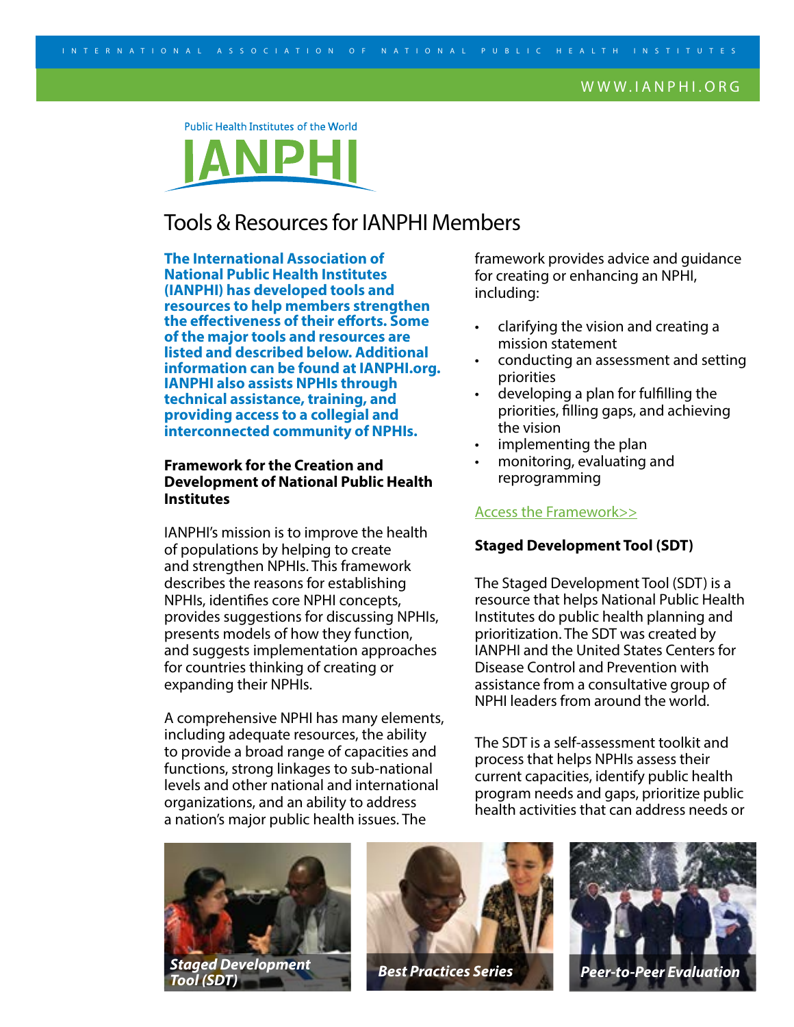Public Health Institutes of the World

IANPHI

# Tools & Resources for IANPHI Members

**The International Association of National Public Health Institutes (IANPHI) has developed tools and resources to help members strengthen the effectiveness of their efforts. Some of the major tools and resources are listed and described below. Additional information can be found at IANPHI.org. IANPHI also assists NPHIs through technical assistance, training, and providing access to a collegial and interconnected community of NPHIs.**

## Framework for the Creation and Development of National Public Health Institutes

IANPHI's mission is to improve the health of populations by helping to create and strengthen NPHIs. This framework describes the reasons for establishing NPHIs, identifies core NPHI concepts, provides suggestions for discussing NPHIs, presents models of how they function, and suggests implementation approaches for countries thinking of creating or expanding their NPHIs.

A comprehensive NPHI has many elements, including adequate resources, the ability to provide a broad range of capacities and functions, strong linkages to sub-national levels and other national and international organizations, and an ability to address a nation's major public health issues. The framework provides advice and guidance for creating or enhancing an NPHI, including:

- clarifying the vision and creating a mission statement
- conducting an assessment and setting priorities
- developing a plan for fulfilling the priorities, filling gaps, and achieving the vision
- implementing the plan
- monitoring, evaluating and reprogramming

Access the Framework>>

## Staged Development Tool (SDT)

The Staged Development Tool (SDT) is a resource that helps National Public Health Institutes do public health planning and prioritization. The SDT was created by IANPHI and the United States Centers for Disease Control and Prevention with assistance from a consultative group of NPHI leaders from around the world.

The SDT is a self-assessment toolkit and process that helps NPHIs assess their current capacities, identify public health program needs and gaps, prioritize public health activities that can address needs or

*Staged Development Tool (SDT)*

*Best Practices Series*

*Peer-to-Peer Evaluation*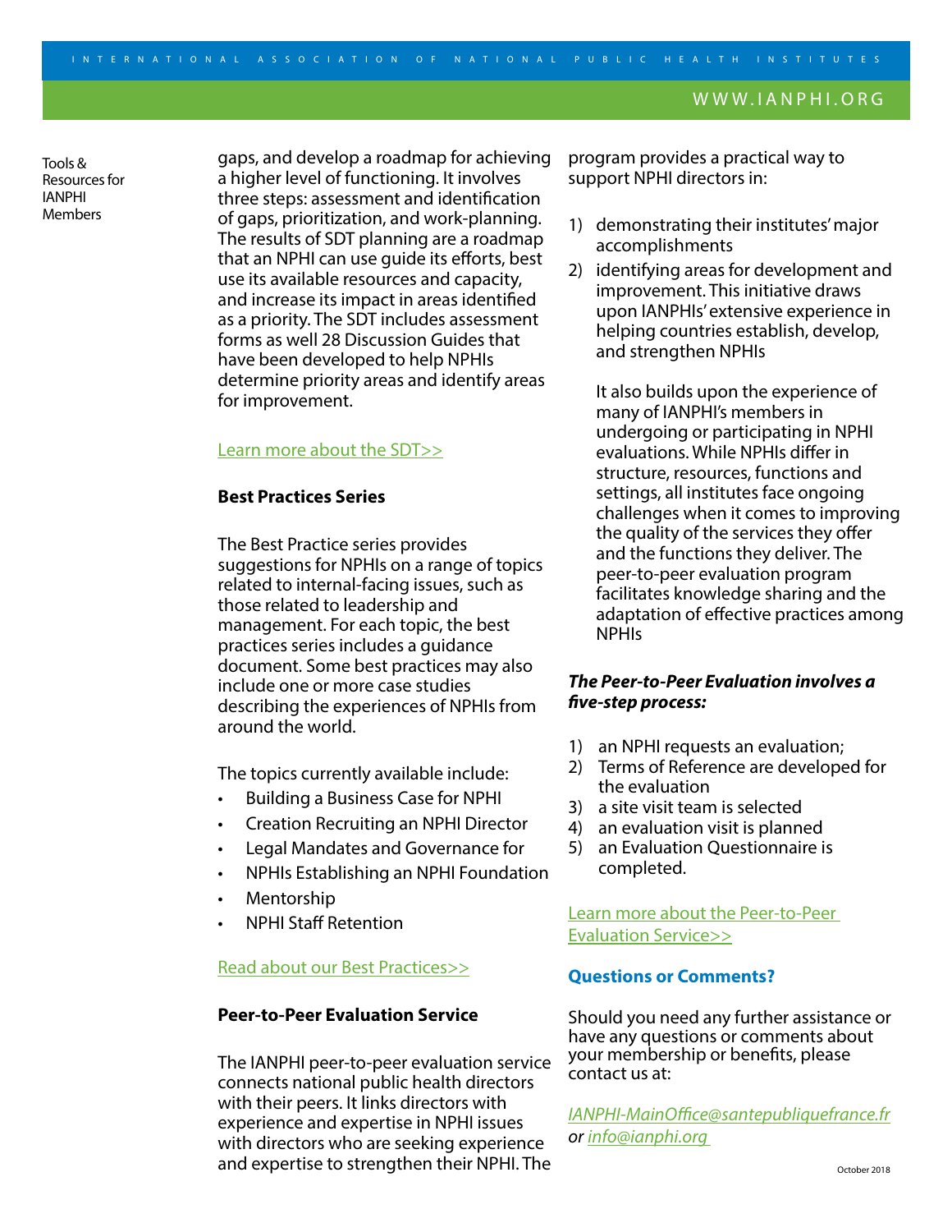gaps, and develop a roadmap for achieving a higher level of functioning. It involves three steps: assessment and identification of gaps, prioritization, and work-planning. The results of SDT planning are a roadmap that an NPHI can use guide its efforts, best use its available resources and capacity, and increase its impact in areas identified as a priority. The SDT includes assessment forms as well 28 Discussion Guides that have been developed to help NPHIs determine priority areas and identify areas for improvement.

[Learn more about the SDT>>]()

**Best Practices Series**

The Best Practice series provides suggestions for NPHIs on a range of topics related to internal-facing issues, such as those related to leadership and management. For each topic, the best practices series includes a guidance document. Some best practices may also include one or more case studies describing the experiences of NPHIs from around the world.

The topics currently available include:

- Building a Business Case for NPHI
- Creation Recruiting an NPHI Director
- Legal Mandates and Governance for
- NPHIs Establishing an NPHI Foundation
- Mentorship
- NPHI Staff Retention

[Read about our Best Practices>>]()

**Peer-to-Peer Evaluation Service**

The IANPHI peer-to-peer evaluation service connects national public health directors with their peers. It links directors with experience and expertise in NPHI issues with directors who are seeking experience and expertise to strengthen their NPHI. The program provides a practical way to support NPHI directors in:

1) demonstrating their institutes' major accomplishments
2) identifying areas for development and improvement. This initiative draws upon IANPHIs' extensive experience in helping countries establish, develop, and strengthen NPHIs

   It also builds upon the experience of many of IANPHI's members in undergoing or participating in NPHI evaluations. While NPHIs differ in structure, resources, functions and settings, all institutes face ongoing challenges when it comes to improving the quality of the services they offer and the functions they deliver. The peer-to-peer evaluation program facilitates knowledge sharing and the adaptation of effective practices among NPHIs

***The Peer-to-Peer Evaluation involves a five-step process:***

1) an NPHI requests an evaluation;
2) Terms of Reference are developed for the evaluation
3) a site visit team is selected
4) an evaluation visit is planned
5) an Evaluation Questionnaire is completed.

[Learn more about the Peer-to-Peer Evaluation Service>>]()

**Questions or Comments?**

Should you need any further assistance or have any questions or comments about your membership or benefits, please contact us at:

*IANPHI-MainOffice@santepubliquefrance.fr or info@ianphi.org*

October 2018